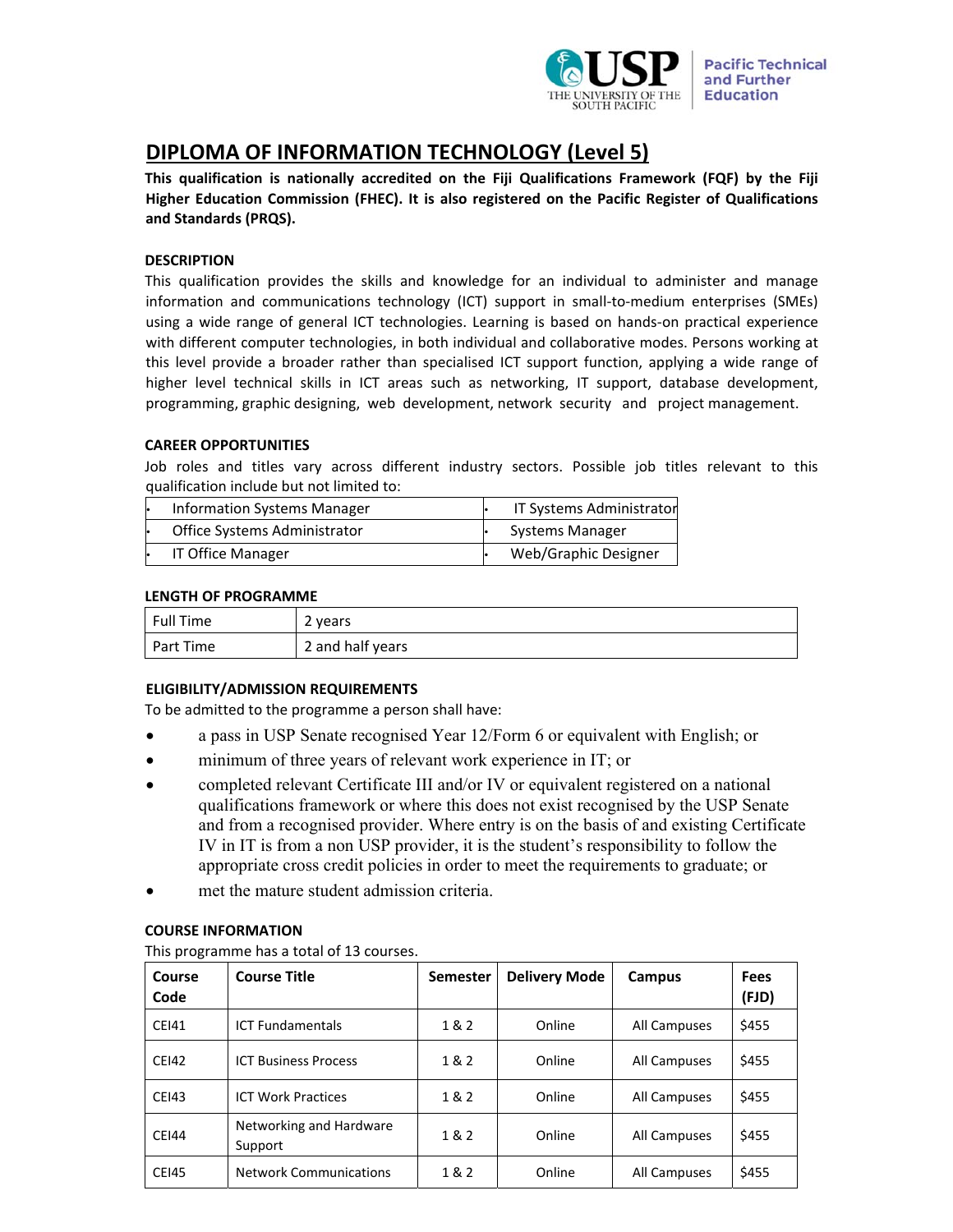# DIPLOMA OF INFORMATION TECHNOLOGY (Level 5)

**This qualification is nationally accredited on the Fiji Qualifications Framework (FQF) by the Fiji Higher Education Commission (FHEC). It is also registered on the Pacific Register of Qualifications and Standards (PRQS).**

### DESCRIPTION

This qualification provides the skills and knowledge for an individual to administer and manage information and communications technology (ICT) support in small-to-medium enterprises (SMEs) using a wide range of general ICT technologies. Learning is based on hands-on practical experience with different computer technologies, in both individual and collaborative modes. Persons working at this level provide a broader rather than specialised ICT support function, applying a wide range of higher level technical skills in ICT areas such as networking, IT support, database development, programming, graphic designing, web development, network security and project management.

### CAREER OPPORTUNITIES

Job roles and titles vary across different industry sectors. Possible job titles relevant to this qualification include but not limited to:

| | |
|---|---|
| • Information Systems Manager | • IT Systems Administrator |
| • Office Systems Administrator | • Systems Manager |
| • IT Office Manager | • Web/Graphic Designer |

### LENGTH OF PROGRAMME

| | |
|---|---|
| Full Time | 2 years |
| Part Time | 2 and half years |

### ELIGIBILITY/ADMISSION REQUIREMENTS

To be admitted to the programme a person shall have:

- a pass in USP Senate recognised Year 12/Form 6 or equivalent with English; or
- minimum of three years of relevant work experience in IT; or
- completed relevant Certificate III and/or IV or equivalent registered on a national qualifications framework or where this does not exist recognised by the USP Senate and from a recognised provider. Where entry is on the basis of and existing Certificate IV in IT is from a non USP provider, it is the student's responsibility to follow the appropriate cross credit policies in order to meet the requirements to graduate; or
- met the mature student admission criteria.

### COURSE INFORMATION

This programme has a total of 13 courses.

| Course Code | Course Title | Semester | Delivery Mode | Campus | Fees (FJD) |
|---|---|---|---|---|---|
| CEI41 | ICT Fundamentals | 1 & 2 | Online | All Campuses | $455 |
| CEI42 | ICT Business Process | 1 & 2 | Online | All Campuses | $455 |
| CEI43 | ICT Work Practices | 1 & 2 | Online | All Campuses | $455 |
| CEI44 | Networking and Hardware Support | 1 & 2 | Online | All Campuses | $455 |
| CEI45 | Network Communications | 1 & 2 | Online | All Campuses | $455 |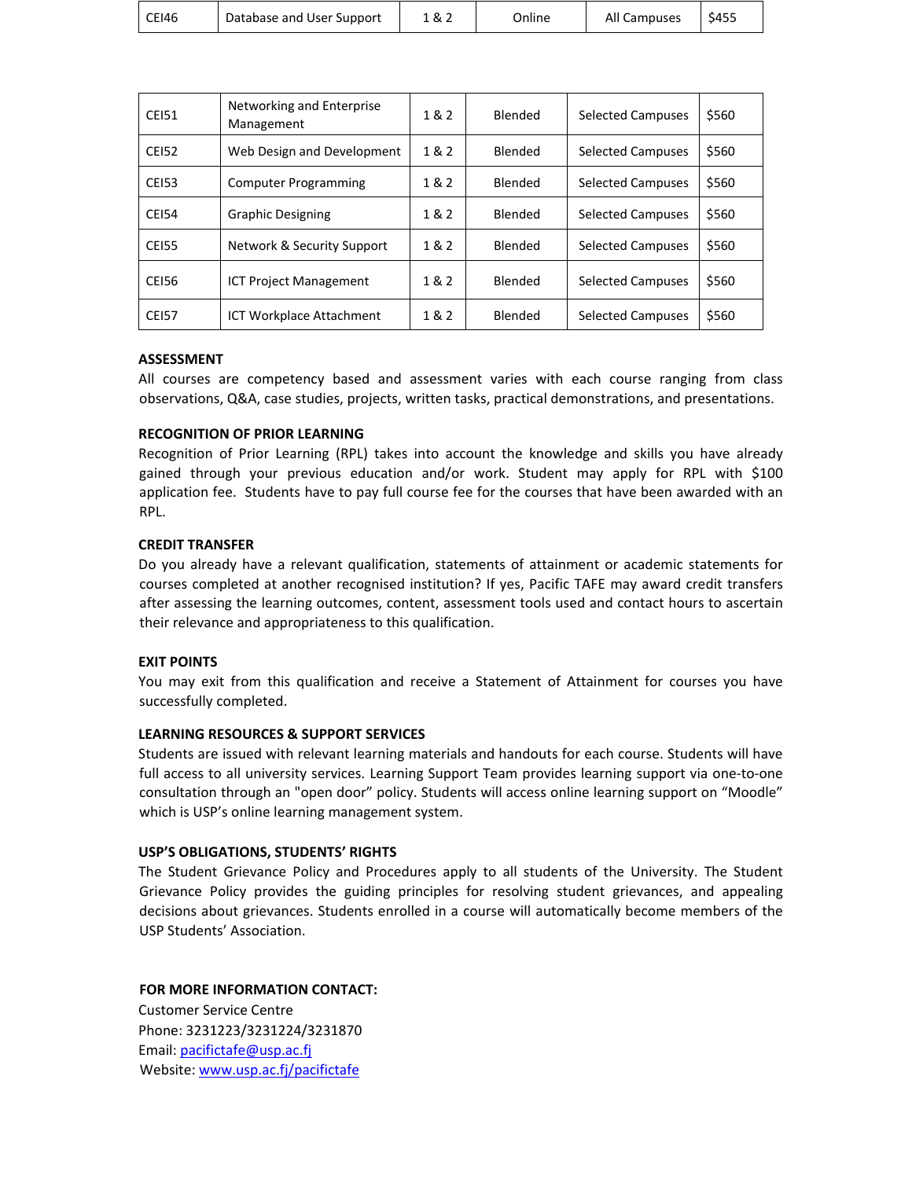| | | | | | |
|---|---|---|---|---|---|
| CEI46 | Database and User Support | 1 & 2 | Online | All Campuses | $455 |

| | | | | | |
|---|---|---|---|---|---|
| CEI51 | Networking and Enterprise Management | 1 & 2 | Blended | Selected Campuses | $560 |
| CEI52 | Web Design and Development | 1 & 2 | Blended | Selected Campuses | $560 |
| CEI53 | Computer Programming | 1 & 2 | Blended | Selected Campuses | $560 |
| CEI54 | Graphic Designing | 1 & 2 | Blended | Selected Campuses | $560 |
| CEI55 | Network & Security Support | 1 & 2 | Blended | Selected Campuses | $560 |
| CEI56 | ICT Project Management | 1 & 2 | Blended | Selected Campuses | $560 |
| CEI57 | ICT Workplace Attachment | 1 & 2 | Blended | Selected Campuses | $560 |

**ASSESSMENT**

All courses are competency based and assessment varies with each course ranging from class observations, Q&A, case studies, projects, written tasks, practical demonstrations, and presentations.

**RECOGNITION OF PRIOR LEARNING**

Recognition of Prior Learning (RPL) takes into account the knowledge and skills you have already gained through your previous education and/or work. Student may apply for RPL with $100 application fee. Students have to pay full course fee for the courses that have been awarded with an RPL.

**CREDIT TRANSFER**

Do you already have a relevant qualification, statements of attainment or academic statements for courses completed at another recognised institution? If yes, Pacific TAFE may award credit transfers after assessing the learning outcomes, content, assessment tools used and contact hours to ascertain their relevance and appropriateness to this qualification.

**EXIT POINTS**

You may exit from this qualification and receive a Statement of Attainment for courses you have successfully completed.

**LEARNING RESOURCES & SUPPORT SERVICES**

Students are issued with relevant learning materials and handouts for each course. Students will have full access to all university services. Learning Support Team provides learning support via one-to-one consultation through an "open door" policy. Students will access online learning support on "Moodle" which is USP's online learning management system.

**USP'S OBLIGATIONS, STUDENTS' RIGHTS**

The Student Grievance Policy and Procedures apply to all students of the University. The Student Grievance Policy provides the guiding principles for resolving student grievances, and appealing decisions about grievances. Students enrolled in a course will automatically become members of the USP Students' Association.

**FOR MORE INFORMATION CONTACT:**

Customer Service Centre
Phone: 3231223/3231224/3231870
Email: pacifictafe@usp.ac.fj
Website: www.usp.ac.fj/pacifictafe